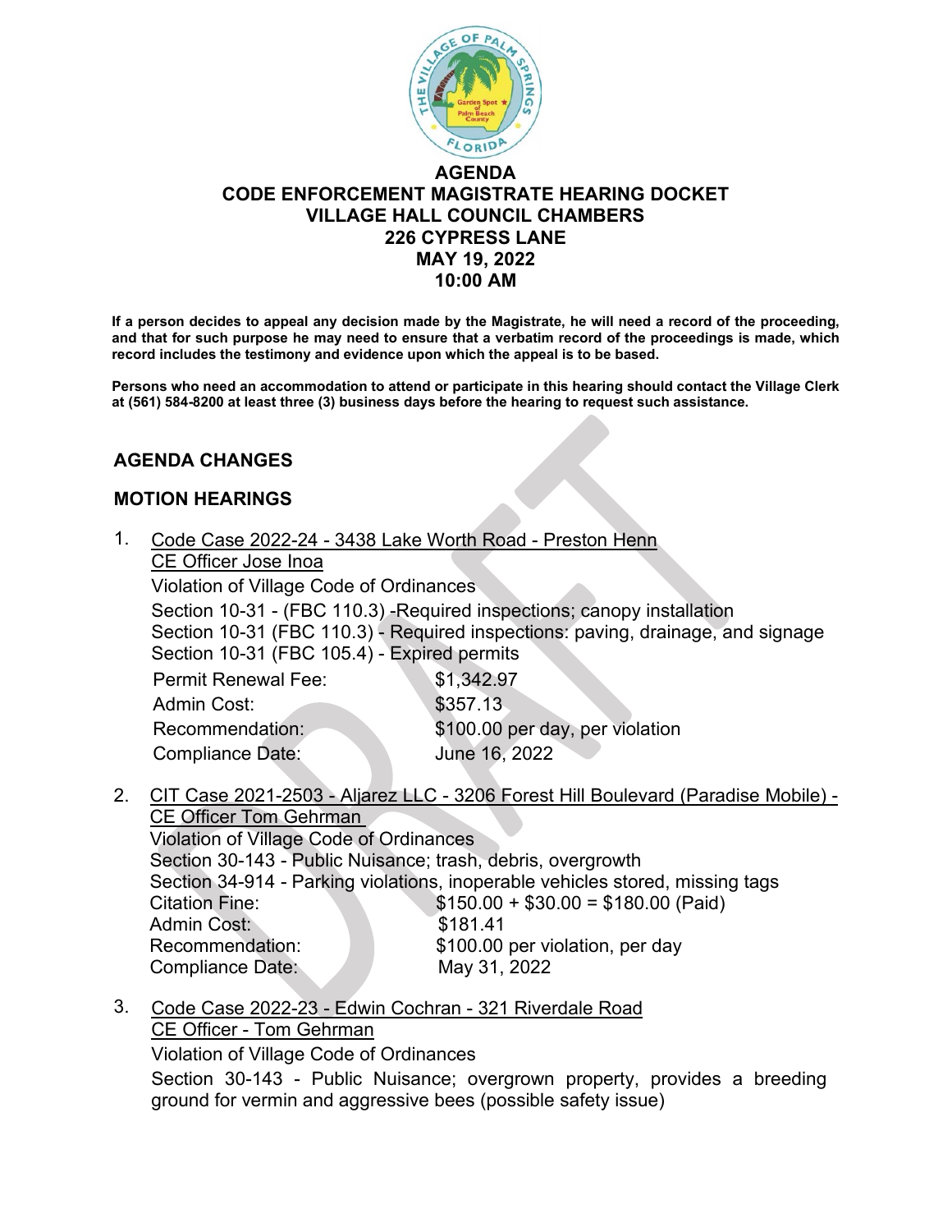# AGENDA
# CODE ENFORCEMENT MAGISTRATE HEARING DOCKET
## VILLAGE HALL COUNCIL CHAMBERS
## 226 CYPRESS LANE
## MAY 19, 2022
## 10:00 AM

**If a person decides to appeal any decision made by the Magistrate, he will need a record of the proceeding, and that for such purpose he may need to ensure that a verbatim record of the proceedings is made, which record includes the testimony and evidence upon which the appeal is to be based.**

**Persons who need an accommodation to attend or participate in this hearing should contact the Village Clerk at (561) 584-8200 at least three (3) business days before the hearing to request such assistance.**

## AGENDA CHANGES

## MOTION HEARINGS

1. Code Case 2022-24 - 3438 Lake Worth Road - Preston Henn
   CE Officer Jose Inoa
   Violation of Village Code of Ordinances
   Section 10-31 - (FBC 110.3) -Required inspections; canopy installation
   Section 10-31 (FBC 110.3) - Required inspections: paving, drainage, and signage
   Section 10-31 (FBC 105.4) - Expired permits
   Permit Renewal Fee: $1,342.97
   Admin Cost: $357.13
   Recommendation: $100.00 per day, per violation
   Compliance Date: June 16, 2022

2. CIT Case 2021-2503 - Aljarez LLC - 3206 Forest Hill Boulevard (Paradise Mobile) - CE Officer Tom Gehrman
   Violation of Village Code of Ordinances
   Section 30-143 - Public Nuisance; trash, debris, overgrowth
   Section 34-914 - Parking violations, inoperable vehicles stored, missing tags
   Citation Fine: $150.00 + $30.00 = $180.00 (Paid)
   Admin Cost: $181.41
   Recommendation: $100.00 per violation, per day
   Compliance Date: May 31, 2022

3. Code Case 2022-23 - Edwin Cochran - 321 Riverdale Road
   CE Officer - Tom Gehrman
   Violation of Village Code of Ordinances
   Section 30-143 - Public Nuisance; overgrown property, provides a breeding ground for vermin and aggressive bees (possible safety issue)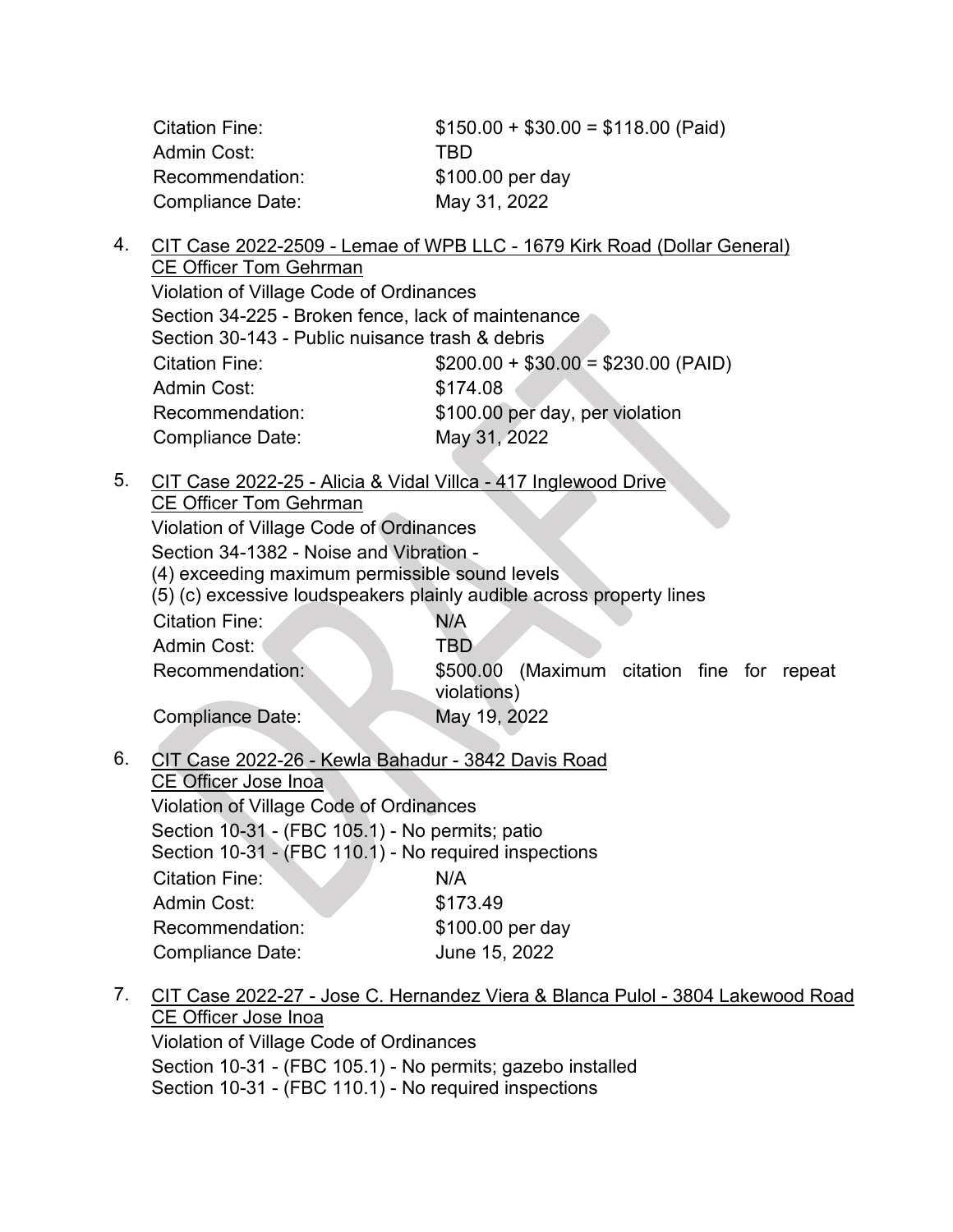| | |
|---|---|
| Citation Fine: | $150.00 + $30.00 = $118.00 (Paid) |
| Admin Cost: | TBD |
| Recommendation: | $100.00 per day |
| Compliance Date: | May 31, 2022 |

4. CIT Case 2022-2509 - Lemae of WPB LLC - 1679 Kirk Road (Dollar General)
   CE Officer Tom Gehrman
   Violation of Village Code of Ordinances
   Section 34-225 - Broken fence, lack of maintenance
   Section 30-143 - Public nuisance trash & debris

| | |
|---|---|
| Citation Fine: | $200.00 + $30.00 = $230.00 (PAID) |
| Admin Cost: | $174.08 |
| Recommendation: | $100.00 per day, per violation |
| Compliance Date: | May 31, 2022 |

5. CIT Case 2022-25 - Alicia & Vidal Villca - 417 Inglewood Drive
   CE Officer Tom Gehrman
   Violation of Village Code of Ordinances
   Section 34-1382 - Noise and Vibration -
   (4) exceeding maximum permissible sound levels
   (5) (c) excessive loudspeakers plainly audible across property lines

| | |
|---|---|
| Citation Fine: | N/A |
| Admin Cost: | TBD |
| Recommendation: | $500.00 (Maximum citation fine for repeat violations) |
| Compliance Date: | May 19, 2022 |

6. CIT Case 2022-26 - Kewla Bahadur - 3842 Davis Road
   CE Officer Jose Inoa
   Violation of Village Code of Ordinances
   Section 10-31 - (FBC 105.1) - No permits; patio
   Section 10-31 - (FBC 110.1) - No required inspections

| | |
|---|---|
| Citation Fine: | N/A |
| Admin Cost: | $173.49 |
| Recommendation: | $100.00 per day |
| Compliance Date: | June 15, 2022 |

7. CIT Case 2022-27 - Jose C. Hernandez Viera & Blanca Pulol - 3804 Lakewood Road
   CE Officer Jose Inoa
   Violation of Village Code of Ordinances
   Section 10-31 - (FBC 105.1) - No permits; gazebo installed
   Section 10-31 - (FBC 110.1) - No required inspections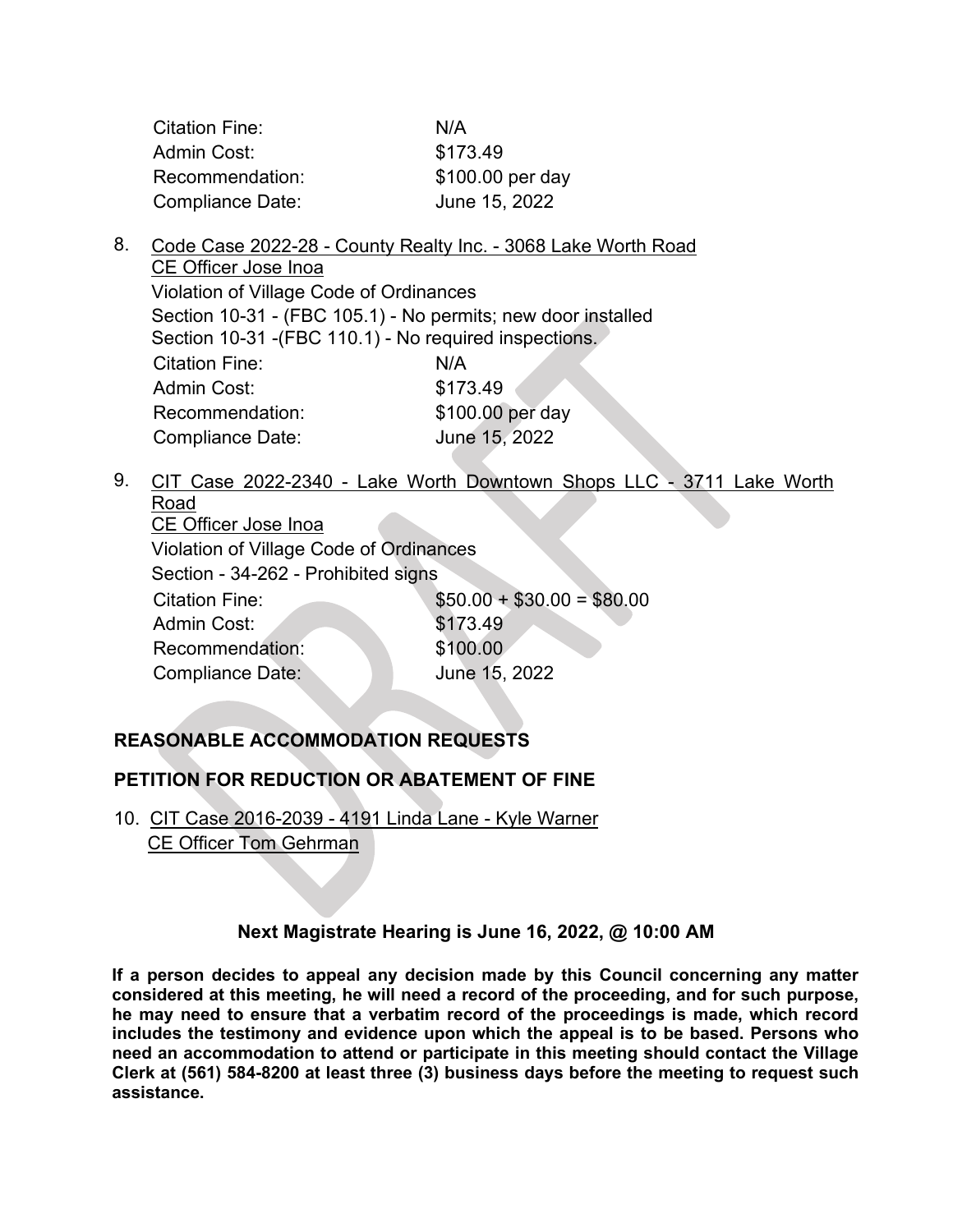| | |
|---|---|
| Citation Fine: | N/A |
| Admin Cost: | $173.49 |
| Recommendation: | $100.00 per day |
| Compliance Date: | June 15, 2022 |

8. Code Case 2022-28 - County Realty Inc. - 3068 Lake Worth Road
   CE Officer Jose Inoa
   Violation of Village Code of Ordinances
   Section 10-31 - (FBC 105.1) - No permits; new door installed
   Section 10-31 -(FBC 110.1) - No required inspections.

| | |
|---|---|
| Citation Fine: | N/A |
| Admin Cost: | $173.49 |
| Recommendation: | $100.00 per day |
| Compliance Date: | June 15, 2022 |

9. CIT Case 2022-2340 - Lake Worth Downtown Shops LLC - 3711 Lake Worth Road
   CE Officer Jose Inoa
   Violation of Village Code of Ordinances
   Section - 34-262 - Prohibited signs

| | |
|---|---|
| Citation Fine: | $50.00 + $30.00 = $80.00 |
| Admin Cost: | $173.49 |
| Recommendation: | $100.00 |
| Compliance Date: | June 15, 2022 |

## REASONABLE ACCOMMODATION REQUESTS

## PETITION FOR REDUCTION OR ABATEMENT OF FINE

10. CIT Case 2016-2039 - 4191 Linda Lane - Kyle Warner
    CE Officer Tom Gehrman

**Next Magistrate Hearing is June 16, 2022, @ 10:00 AM**

**If a person decides to appeal any decision made by this Council concerning any matter considered at this meeting, he will need a record of the proceeding, and for such purpose, he may need to ensure that a verbatim record of the proceedings is made, which record includes the testimony and evidence upon which the appeal is to be based. Persons who need an accommodation to attend or participate in this meeting should contact the Village Clerk at (561) 584-8200 at least three (3) business days before the meeting to request such assistance.**